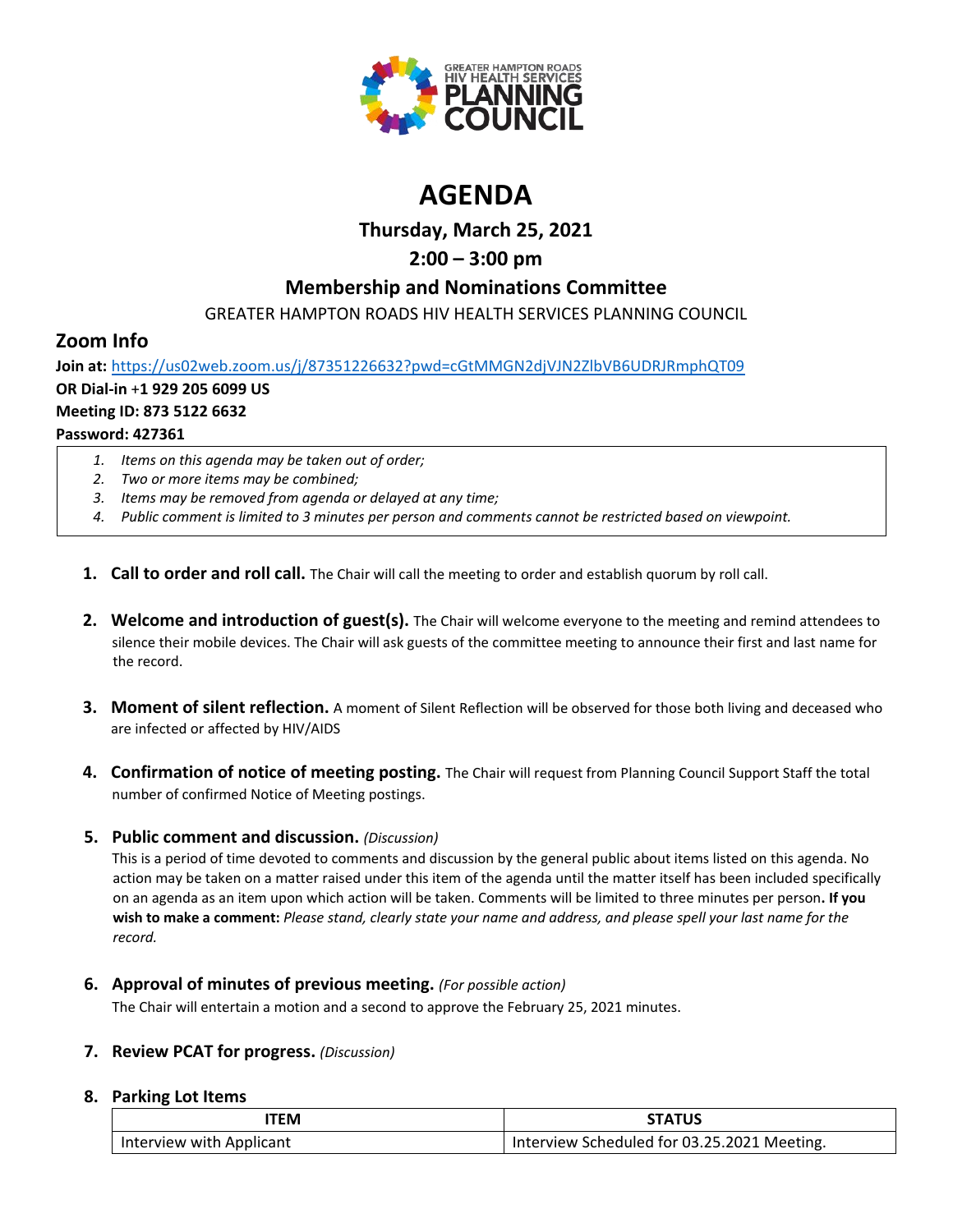# AGENDA

## Thursday, March 25, 2021

## 2:00 – 3:00 pm

## Membership and Nominations Committee

GREATER HAMPTON ROADS HIV HEALTH SERVICES PLANNING COUNCIL

## Zoom Info

**Join at:** https://us02web.zoom.us/j/87351226632?pwd=cGtMMGN2djVJN2ZlbVB6UDRJRmphQT09

**OR Dial-in +1 929 205 6099 US**

**Meeting ID: 873 5122 6632**

**Password: 427361**

1. *Items on this agenda may be taken out of order;*
2. *Two or more items may be combined;*
3. *Items may be removed from agenda or delayed at any time;*
4. *Public comment is limited to 3 minutes per person and comments cannot be restricted based on viewpoint.*

1. **Call to order and roll call.** The Chair will call the meeting to order and establish quorum by roll call.

2. **Welcome and introduction of guest(s).** The Chair will welcome everyone to the meeting and remind attendees to silence their mobile devices. The Chair will ask guests of the committee meeting to announce their first and last name for the record.

3. **Moment of silent reflection.** A moment of Silent Reflection will be observed for those both living and deceased who are infected or affected by HIV/AIDS

4. **Confirmation of notice of meeting posting.** The Chair will request from Planning Council Support Staff the total number of confirmed Notice of Meeting postings.

5. **Public comment and discussion.** *(Discussion)*
   This is a period of time devoted to comments and discussion by the general public about items listed on this agenda. No action may be taken on a matter raised under this item of the agenda until the matter itself has been included specifically on an agenda as an item upon which action will be taken. Comments will be limited to three minutes per person**. If you wish to make a comment:** *Please stand, clearly state your name and address, and please spell your last name for the record.*

6. **Approval of minutes of previous meeting.** *(For possible action)*
   The Chair will entertain a motion and a second to approve the February 25, 2021 minutes.

7. **Review PCAT for progress.** *(Discussion)*

8. **Parking Lot Items**

| ITEM | STATUS |
| --- | --- |
| Interview with Applicant | Interview Scheduled for 03.25.2021 Meeting. |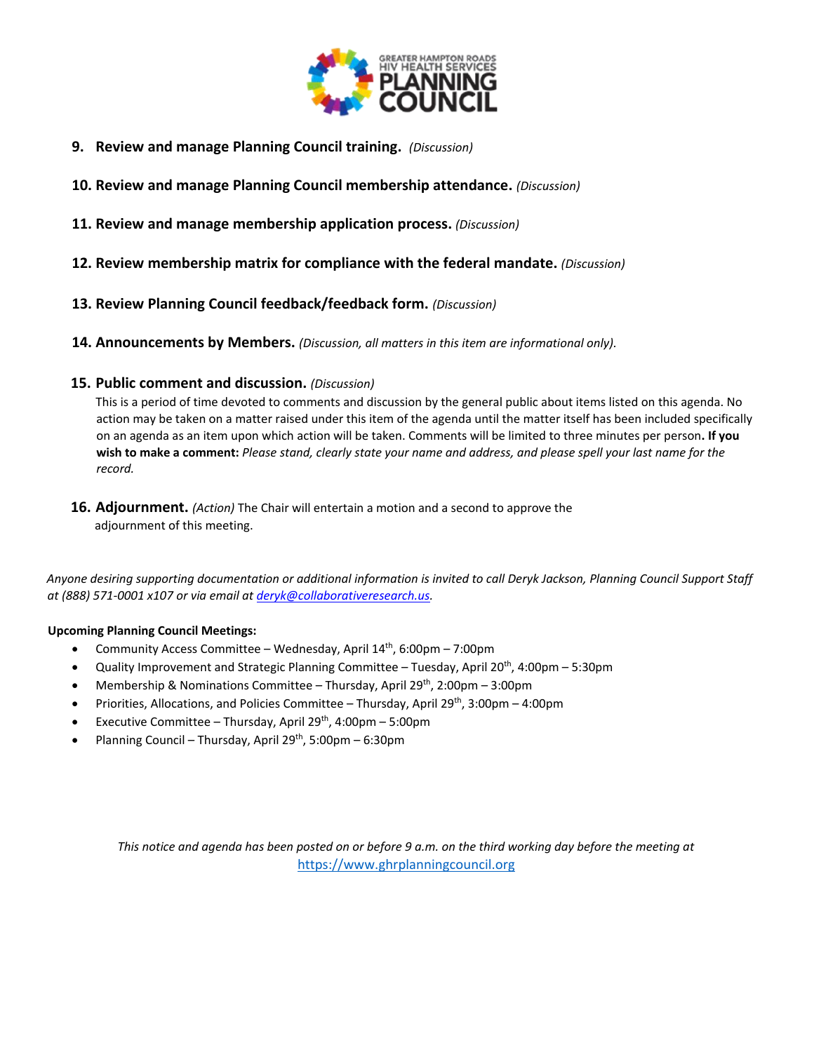9. **Review and manage Planning Council training.** *(Discussion)*

10. **Review and manage Planning Council membership attendance.** *(Discussion)*

11. **Review and manage membership application process.** *(Discussion)*

12. **Review membership matrix for compliance with the federal mandate.** *(Discussion)*

13. **Review Planning Council feedback/feedback form.** *(Discussion)*

14. **Announcements by Members.** *(Discussion, all matters in this item are informational only).*

15. **Public comment and discussion.** *(Discussion)*
    This is a period of time devoted to comments and discussion by the general public about items listed on this agenda. No action may be taken on a matter raised under this item of the agenda until the matter itself has been included specifically on an agenda as an item upon which action will be taken. Comments will be limited to three minutes per person**. If you wish to make a comment:** *Please stand, clearly state your name and address, and please spell your last name for the record.*

16. **Adjournment.** *(Action)* The Chair will entertain a motion and a second to approve the adjournment of this meeting.

*Anyone desiring supporting documentation or additional information is invited to call Deryk Jackson, Planning Council Support Staff at (888) 571-0001 x107 or via email at deryk@collaborativeresearch.us.*

**Upcoming Planning Council Meetings:**

- Community Access Committee – Wednesday, April 14th, 6:00pm – 7:00pm
- Quality Improvement and Strategic Planning Committee – Tuesday, April 20th, 4:00pm – 5:30pm
- Membership & Nominations Committee – Thursday, April 29th, 2:00pm – 3:00pm
- Priorities, Allocations, and Policies Committee – Thursday, April 29th, 3:00pm – 4:00pm
- Executive Committee – Thursday, April 29th, 4:00pm – 5:00pm
- Planning Council – Thursday, April 29th, 5:00pm – 6:30pm

*This notice and agenda has been posted on or before 9 a.m. on the third working day before the meeting at* https://www.ghrplanningcouncil.org